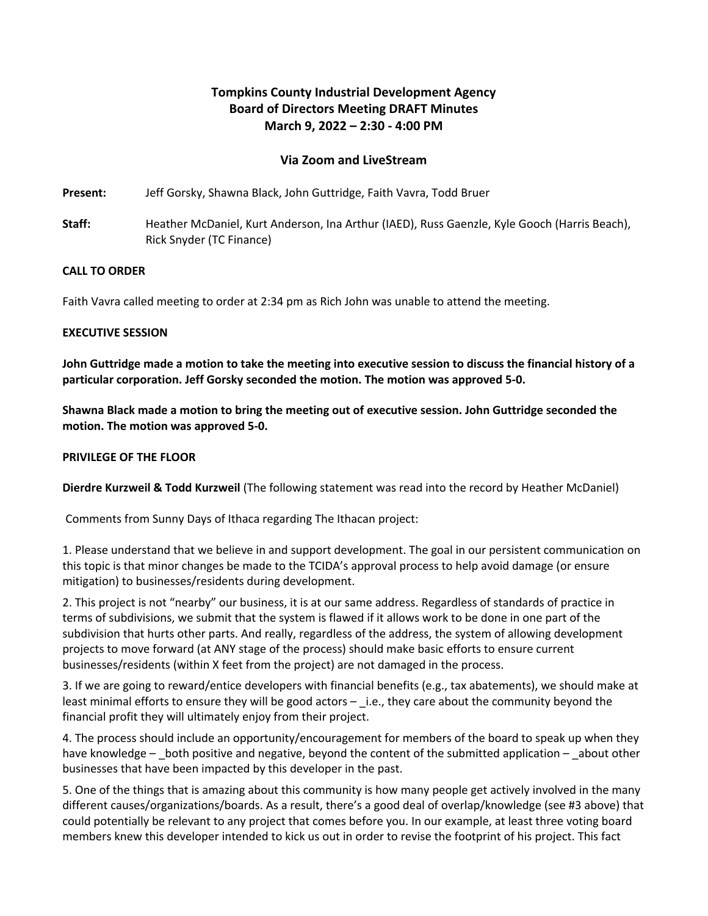# Tompkins County Industrial Development Agency
## Board of Directors Meeting DRAFT Minutes
### March 9, 2022 – 2:30 - 4:00 PM

### Via Zoom and LiveStream

**Present:** Jeff Gorsky, Shawna Black, John Guttridge, Faith Vavra, Todd Bruer

**Staff:** Heather McDaniel, Kurt Anderson, Ina Arthur (IAED), Russ Gaenzle, Kyle Gooch (Harris Beach), Rick Snyder (TC Finance)

**CALL TO ORDER**

Faith Vavra called meeting to order at 2:34 pm as Rich John was unable to attend the meeting.

**EXECUTIVE SESSION**

**John Guttridge made a motion to take the meeting into executive session to discuss the financial history of a particular corporation. Jeff Gorsky seconded the motion. The motion was approved 5-0.**

**Shawna Black made a motion to bring the meeting out of executive session. John Guttridge seconded the motion. The motion was approved 5-0.**

**PRIVILEGE OF THE FLOOR**

**Dierdre Kurzweil & Todd Kurzweil** (The following statement was read into the record by Heather McDaniel)

Comments from Sunny Days of Ithaca regarding The Ithacan project:

1. Please understand that we believe in and support development. The goal in our persistent communication on this topic is that minor changes be made to the TCIDA's approval process to help avoid damage (or ensure mitigation) to businesses/residents during development.

2. This project is not "nearby" our business, it is at our same address. Regardless of standards of practice in terms of subdivisions, we submit that the system is flawed if it allows work to be done in one part of the subdivision that hurts other parts. And really, regardless of the address, the system of allowing development projects to move forward (at ANY stage of the process) should make basic efforts to ensure current businesses/residents (within X feet from the project) are not damaged in the process.

3. If we are going to reward/entice developers with financial benefits (e.g., tax abatements), we should make at least minimal efforts to ensure they will be good actors – _i.e., they care about the community beyond the financial profit they will ultimately enjoy from their project.

4. The process should include an opportunity/encouragement for members of the board to speak up when they have knowledge – _both positive and negative, beyond the content of the submitted application – _about other businesses that have been impacted by this developer in the past.

5. One of the things that is amazing about this community is how many people get actively involved in the many different causes/organizations/boards. As a result, there's a good deal of overlap/knowledge (see #3 above) that could potentially be relevant to any project that comes before you. In our example, at least three voting board members knew this developer intended to kick us out in order to revise the footprint of his project. This fact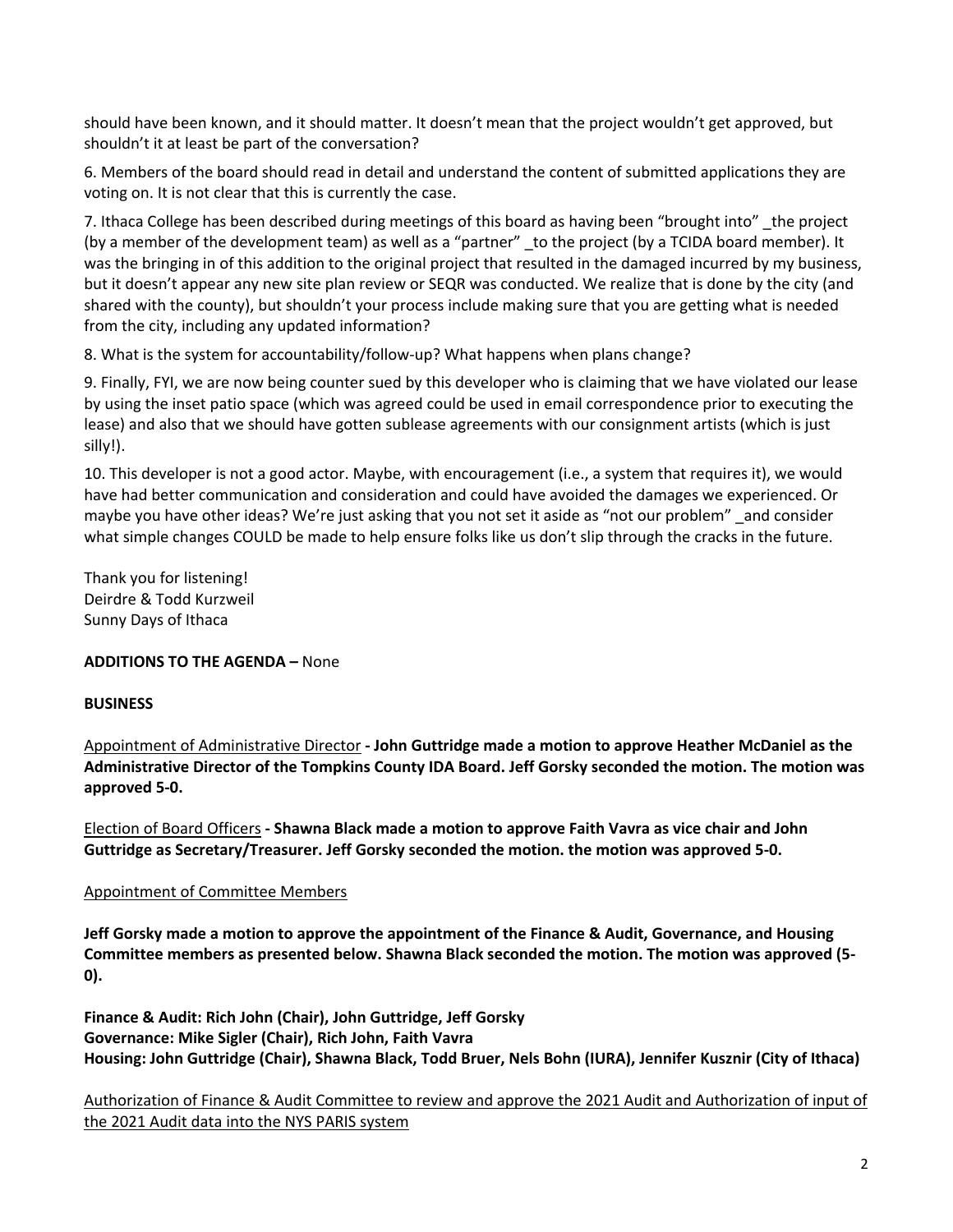should have been known, and it should matter. It doesn't mean that the project wouldn't get approved, but shouldn't it at least be part of the conversation?

6. Members of the board should read in detail and understand the content of submitted applications they are voting on. It is not clear that this is currently the case.

7. Ithaca College has been described during meetings of this board as having been "brought into" _the project (by a member of the development team) as well as a "partner" _to the project (by a TCIDA board member). It was the bringing in of this addition to the original project that resulted in the damaged incurred by my business, but it doesn't appear any new site plan review or SEQR was conducted. We realize that is done by the city (and shared with the county), but shouldn't your process include making sure that you are getting what is needed from the city, including any updated information?

8. What is the system for accountability/follow-up? What happens when plans change?

9. Finally, FYI, we are now being counter sued by this developer who is claiming that we have violated our lease by using the inset patio space (which was agreed could be used in email correspondence prior to executing the lease) and also that we should have gotten sublease agreements with our consignment artists (which is just silly!).

10. This developer is not a good actor. Maybe, with encouragement (i.e., a system that requires it), we would have had better communication and consideration and could have avoided the damages we experienced. Or maybe you have other ideas? We're just asking that you not set it aside as "not our problem" _and consider what simple changes COULD be made to help ensure folks like us don't slip through the cracks in the future.

Thank you for listening!
Deirdre & Todd Kurzweil
Sunny Days of Ithaca

**ADDITIONS TO THE AGENDA –** None

**BUSINESS**

Appointment of Administrative Director **- John Guttridge made a motion to approve Heather McDaniel as the Administrative Director of the Tompkins County IDA Board. Jeff Gorsky seconded the motion. The motion was approved 5-0.**

Election of Board Officers **- Shawna Black made a motion to approve Faith Vavra as vice chair and John Guttridge as Secretary/Treasurer. Jeff Gorsky seconded the motion. the motion was approved 5-0.**

Appointment of Committee Members

**Jeff Gorsky made a motion to approve the appointment of the Finance & Audit, Governance, and Housing Committee members as presented below. Shawna Black seconded the motion. The motion was approved (5-0).**

**Finance & Audit: Rich John (Chair), John Guttridge, Jeff Gorsky**
**Governance: Mike Sigler (Chair), Rich John, Faith Vavra**
**Housing: John Guttridge (Chair), Shawna Black, Todd Bruer, Nels Bohn (IURA), Jennifer Kusznir (City of Ithaca)**

Authorization of Finance & Audit Committee to review and approve the 2021 Audit and Authorization of input of the 2021 Audit data into the NYS PARIS system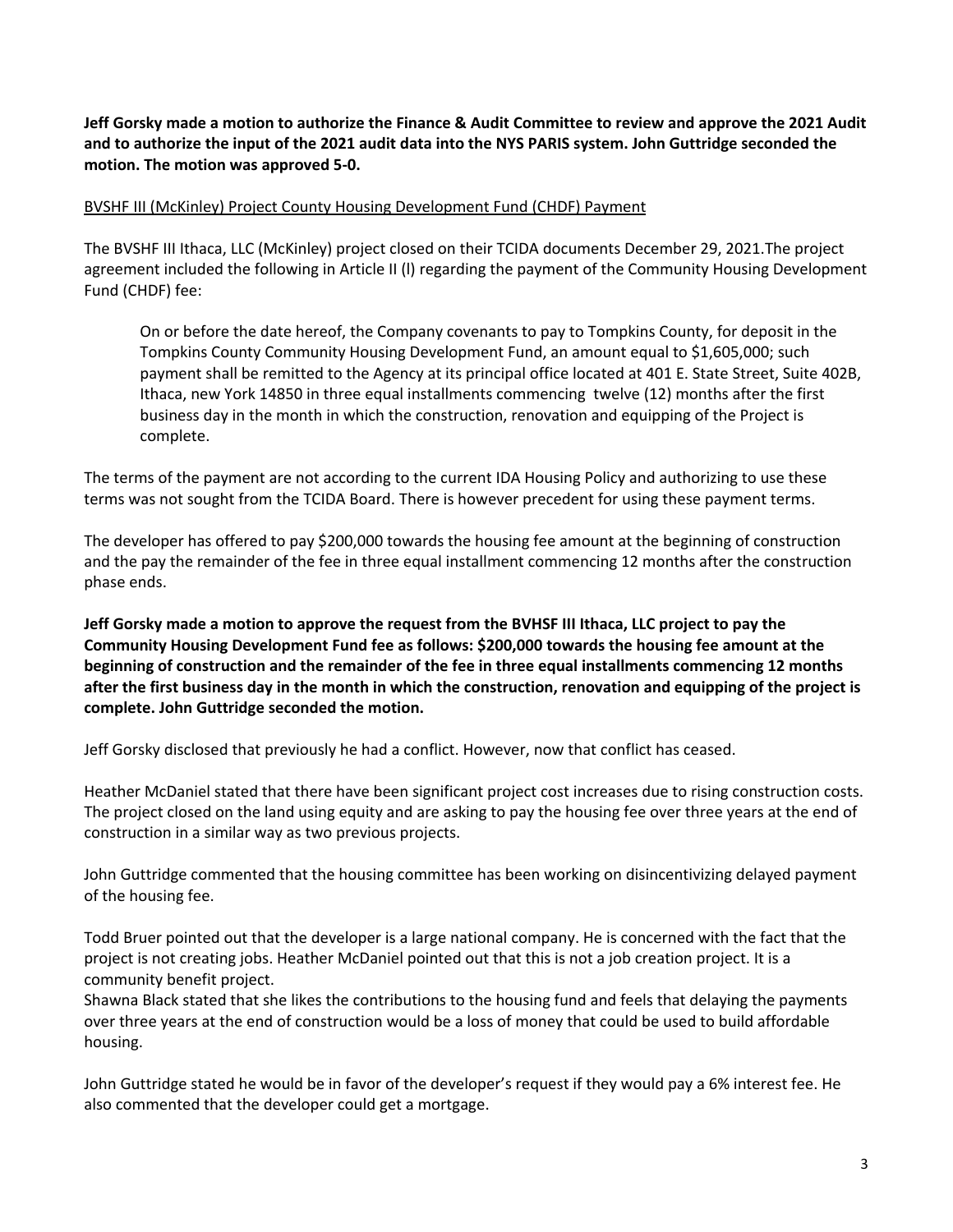**Jeff Gorsky made a motion to authorize the Finance & Audit Committee to review and approve the 2021 Audit and to authorize the input of the 2021 audit data into the NYS PARIS system. John Guttridge seconded the motion. The motion was approved 5-0.**

<u>BVSHF III (McKinley) Project County Housing Development Fund (CHDF) Payment</u>

The BVSHF III Ithaca, LLC (McKinley) project closed on their TCIDA documents December 29, 2021.The project agreement included the following in Article II (l) regarding the payment of the Community Housing Development Fund (CHDF) fee:

> On or before the date hereof, the Company covenants to pay to Tompkins County, for deposit in the Tompkins County Community Housing Development Fund, an amount equal to $1,605,000; such payment shall be remitted to the Agency at its principal office located at 401 E. State Street, Suite 402B, Ithaca, new York 14850 in three equal installments commencing twelve (12) months after the first business day in the month in which the construction, renovation and equipping of the Project is complete.

The terms of the payment are not according to the current IDA Housing Policy and authorizing to use these terms was not sought from the TCIDA Board. There is however precedent for using these payment terms.

The developer has offered to pay $200,000 towards the housing fee amount at the beginning of construction and the pay the remainder of the fee in three equal installment commencing 12 months after the construction phase ends.

**Jeff Gorsky made a motion to approve the request from the BVHSF III Ithaca, LLC project to pay the Community Housing Development Fund fee as follows: $200,000 towards the housing fee amount at the beginning of construction and the remainder of the fee in three equal installments commencing 12 months after the first business day in the month in which the construction, renovation and equipping of the project is complete. John Guttridge seconded the motion.**

Jeff Gorsky disclosed that previously he had a conflict. However, now that conflict has ceased.

Heather McDaniel stated that there have been significant project cost increases due to rising construction costs. The project closed on the land using equity and are asking to pay the housing fee over three years at the end of construction in a similar way as two previous projects.

John Guttridge commented that the housing committee has been working on disincentivizing delayed payment of the housing fee.

Todd Bruer pointed out that the developer is a large national company. He is concerned with the fact that the project is not creating jobs. Heather McDaniel pointed out that this is not a job creation project. It is a community benefit project.

Shawna Black stated that she likes the contributions to the housing fund and feels that delaying the payments over three years at the end of construction would be a loss of money that could be used to build affordable housing.

John Guttridge stated he would be in favor of the developer's request if they would pay a 6% interest fee. He also commented that the developer could get a mortgage.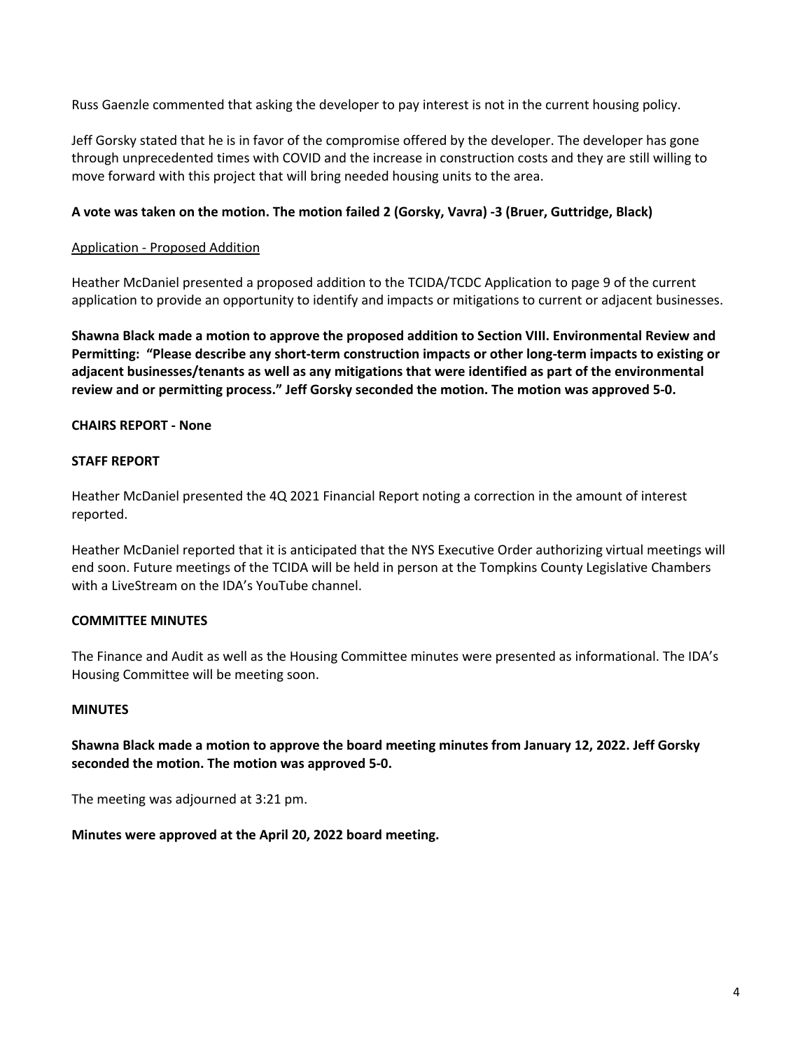Russ Gaenzle commented that asking the developer to pay interest is not in the current housing policy.

Jeff Gorsky stated that he is in favor of the compromise offered by the developer. The developer has gone through unprecedented times with COVID and the increase in construction costs and they are still willing to move forward with this project that will bring needed housing units to the area.

**A vote was taken on the motion. The motion failed 2 (Gorsky, Vavra) -3 (Bruer, Guttridge, Black)**

<u>Application - Proposed Addition</u>

Heather McDaniel presented a proposed addition to the TCIDA/TCDC Application to page 9 of the current application to provide an opportunity to identify and impacts or mitigations to current or adjacent businesses.

**Shawna Black made a motion to approve the proposed addition to Section VIII. Environmental Review and Permitting: "Please describe any short-term construction impacts or other long-term impacts to existing or adjacent businesses/tenants as well as any mitigations that were identified as part of the environmental review and or permitting process." Jeff Gorsky seconded the motion. The motion was approved 5-0.**

**CHAIRS REPORT - None**

**STAFF REPORT**

Heather McDaniel presented the 4Q 2021 Financial Report noting a correction in the amount of interest reported.

Heather McDaniel reported that it is anticipated that the NYS Executive Order authorizing virtual meetings will end soon. Future meetings of the TCIDA will be held in person at the Tompkins County Legislative Chambers with a LiveStream on the IDA's YouTube channel.

**COMMITTEE MINUTES**

The Finance and Audit as well as the Housing Committee minutes were presented as informational. The IDA's Housing Committee will be meeting soon.

**MINUTES**

**Shawna Black made a motion to approve the board meeting minutes from January 12, 2022. Jeff Gorsky seconded the motion. The motion was approved 5-0.**

The meeting was adjourned at 3:21 pm.

**Minutes were approved at the April 20, 2022 board meeting.**